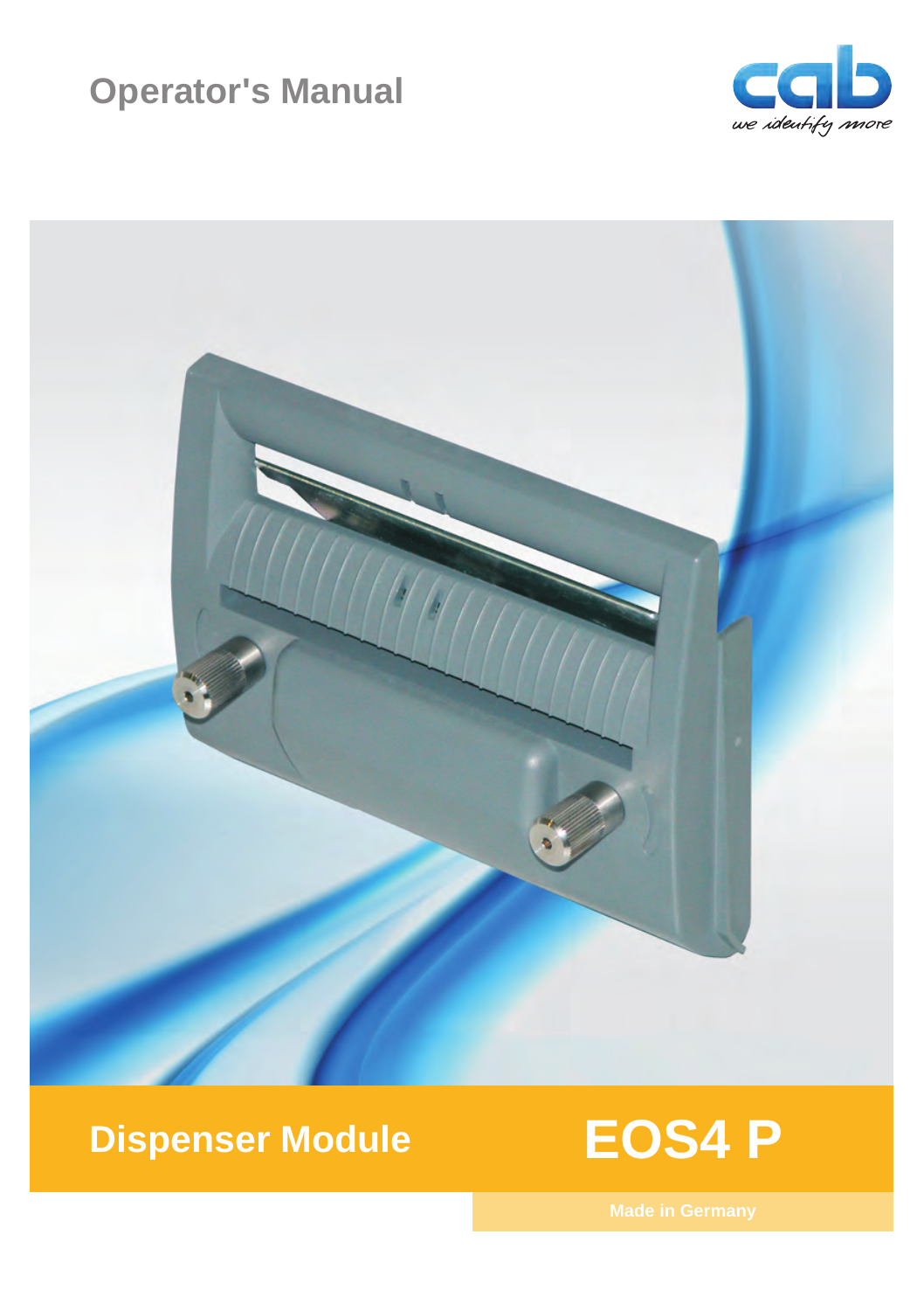# Operator's Manual

cab

we identify more

## Dispenser Module

# EOS4 P

Made in Germany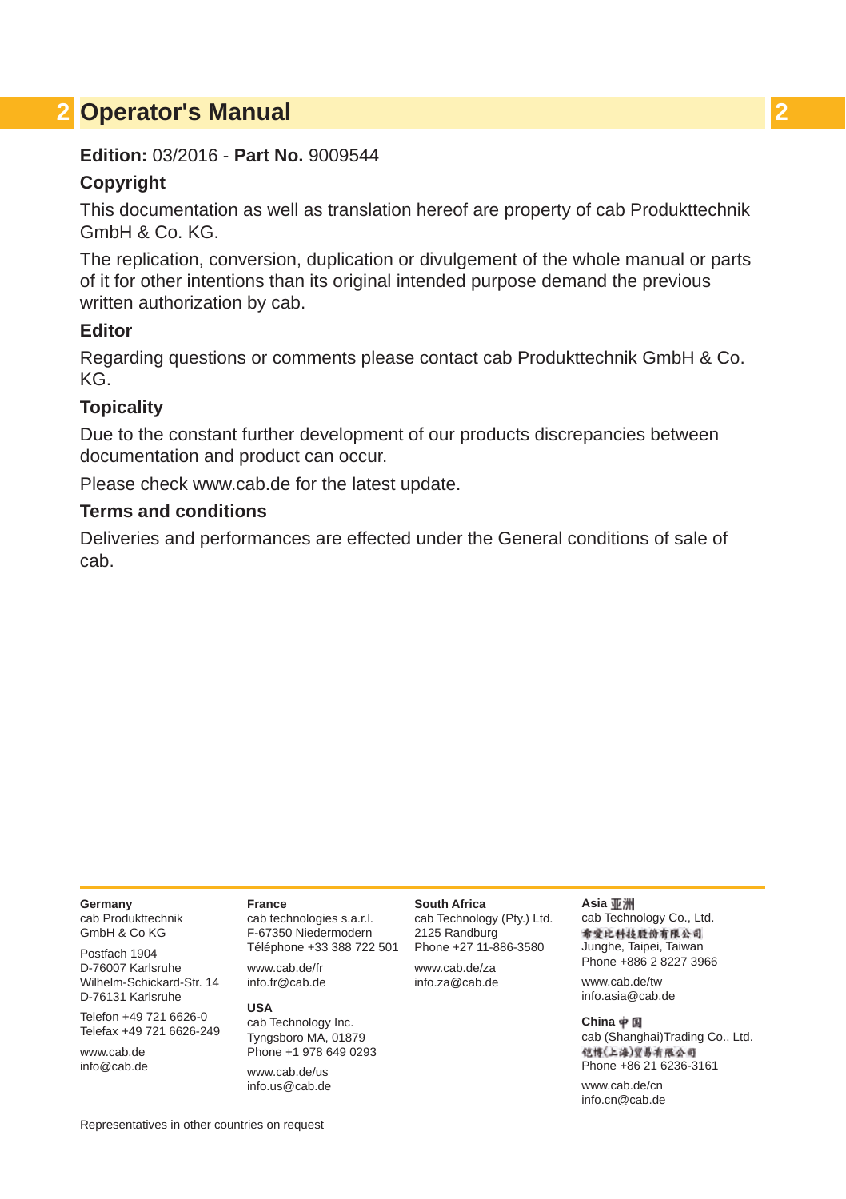# 2 Operator's Manual

**Edition:** 03/2016 - **Part No.** 9009544

### Copyright

This documentation as well as translation hereof are property of cab Produkttechnik GmbH & Co. KG.

The replication, conversion, duplication or divulgement of the whole manual or parts of it for other intentions than its original intended purpose demand the previous written authorization by cab.

### Editor

Regarding questions or comments please contact cab Produkttechnik GmbH & Co. KG.

### Topicality

Due to the constant further development of our products discrepancies between documentation and product can occur.

Please check www.cab.de for the latest update.

### Terms and conditions

Deliveries and performances are effected under the General conditions of sale of cab.

---

**Germany**
cab Produkttechnik
GmbH & Co KG

Postfach 1904
D-76007 Karlsruhe
Wilhelm-Schickard-Str. 14
D-76131 Karlsruhe

Telefon +49 721 6626-0
Telefax +49 721 6626-249

www.cab.de
info@cab.de

**France**
cab technologies s.a.r.l.
F-67350 Niedermodern
Téléphone +33 388 722 501

www.cab.de/fr
info.fr@cab.de

**USA**
cab Technology Inc.
Tyngsboro MA, 01879
Phone +1 978 649 0293

www.cab.de/us
info.us@cab.de

**South Africa**
cab Technology (Pty.) Ltd.
2125 Randburg
Phone +27 11-886-3580

www.cab.de/za
info.za@cab.de

**Asia 亚洲**
cab Technology Co., Ltd.
希爱比科技股份有限公司
Junghe, Taipei, Taiwan
Phone +886 2 8227 3966

www.cab.de/tw
info.asia@cab.de

**China 中国**
cab (Shanghai)Trading Co., Ltd.
铠博(上海)贸易有限公司
Phone +86 21 6236-3161

www.cab.de/cn
info.cn@cab.de

Representatives in other countries on request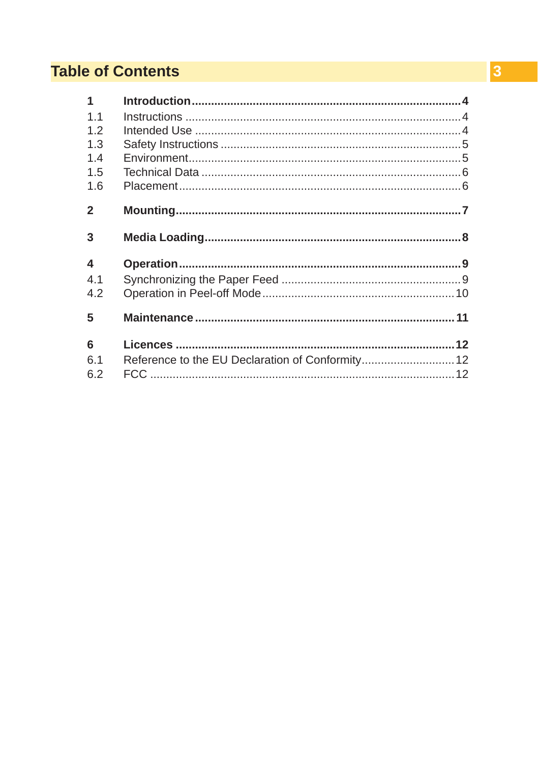# Table of Contents

| | | |
|---|---|---|
| **1** | **Introduction** | **4** |
| 1.1 | Instructions | 4 |
| 1.2 | Intended Use | 4 |
| 1.3 | Safety Instructions | 5 |
| 1.4 | Environment | 5 |
| 1.5 | Technical Data | 6 |
| 1.6 | Placement | 6 |
| **2** | **Mounting** | **7** |
| **3** | **Media Loading** | **8** |
| **4** | **Operation** | **9** |
| 4.1 | Synchronizing the Paper Feed | 9 |
| 4.2 | Operation in Peel-off Mode | 10 |
| **5** | **Maintenance** | **11** |
| **6** | **Licences** | **12** |
| 6.1 | Reference to the EU Declaration of Conformity | 12 |
| 6.2 | FCC | 12 |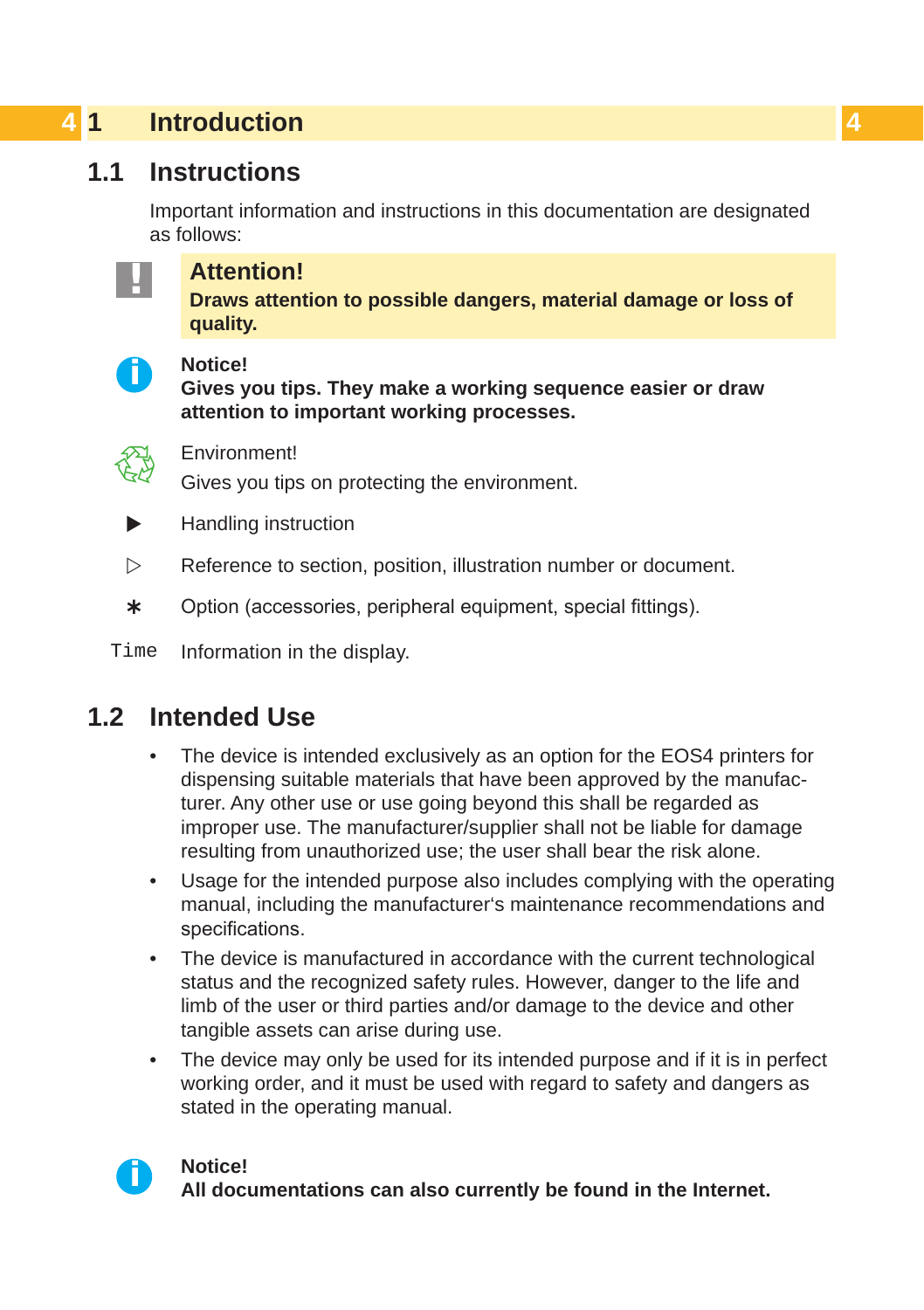# 1 Introduction

## 1.1 Instructions

Important information and instructions in this documentation are designated as follows:

**Attention!**
**Draws attention to possible dangers, material damage or loss of quality.**

**Notice!**
**Gives you tips. They make a working sequence easier or draw attention to important working processes.**

Environment!
Gives you tips on protecting the environment.

▶ Handling instruction

▷ Reference to section, position, illustration number or document.

∗ Option (accessories, peripheral equipment, special fittings).

`Time` Information in the display.

## 1.2 Intended Use

- The device is intended exclusively as an option for the EOS4 printers for dispensing suitable materials that have been approved by the manufacturer. Any other use or use going beyond this shall be regarded as improper use. The manufacturer/supplier shall not be liable for damage resulting from unauthorized use; the user shall bear the risk alone.
- Usage for the intended purpose also includes complying with the operating manual, including the manufacturer's maintenance recommendations and specifications.
- The device is manufactured in accordance with the current technological status and the recognized safety rules. However, danger to the life and limb of the user or third parties and/or damage to the device and other tangible assets can arise during use.
- The device may only be used for its intended purpose and if it is in perfect working order, and it must be used with regard to safety and dangers as stated in the operating manual.

**Notice!**
**All documentations can also currently be found in the Internet.**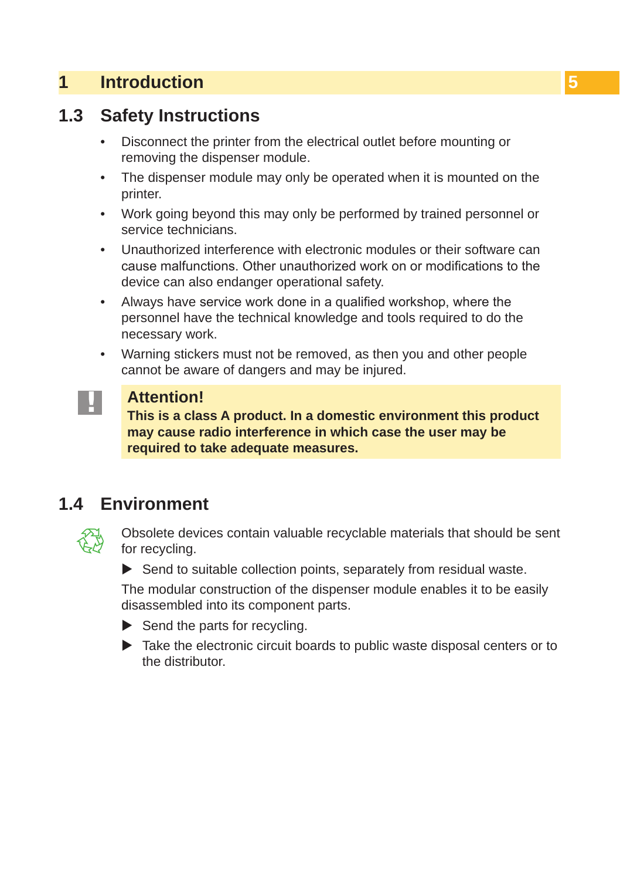## 1.3 Safety Instructions

- Disconnect the printer from the electrical outlet before mounting or removing the dispenser module.
- The dispenser module may only be operated when it is mounted on the printer.
- Work going beyond this may only be performed by trained personnel or service technicians.
- Unauthorized interference with electronic modules or their software can cause malfunctions. Other unauthorized work on or modifications to the device can also endanger operational safety.
- Always have service work done in a qualified workshop, where the personnel have the technical knowledge and tools required to do the necessary work.
- Warning stickers must not be removed, as then you and other people cannot be aware of dangers and may be injured.

**Attention!**
**This is a class A product. In a domestic environment this product may cause radio interference in which case the user may be required to take adequate measures.**

## 1.4 Environment

Obsolete devices contain valuable recyclable materials that should be sent for recycling.

▶ Send to suitable collection points, separately from residual waste.

The modular construction of the dispenser module enables it to be easily disassembled into its component parts.

▶ Send the parts for recycling.

▶ Take the electronic circuit boards to public waste disposal centers or to the distributor.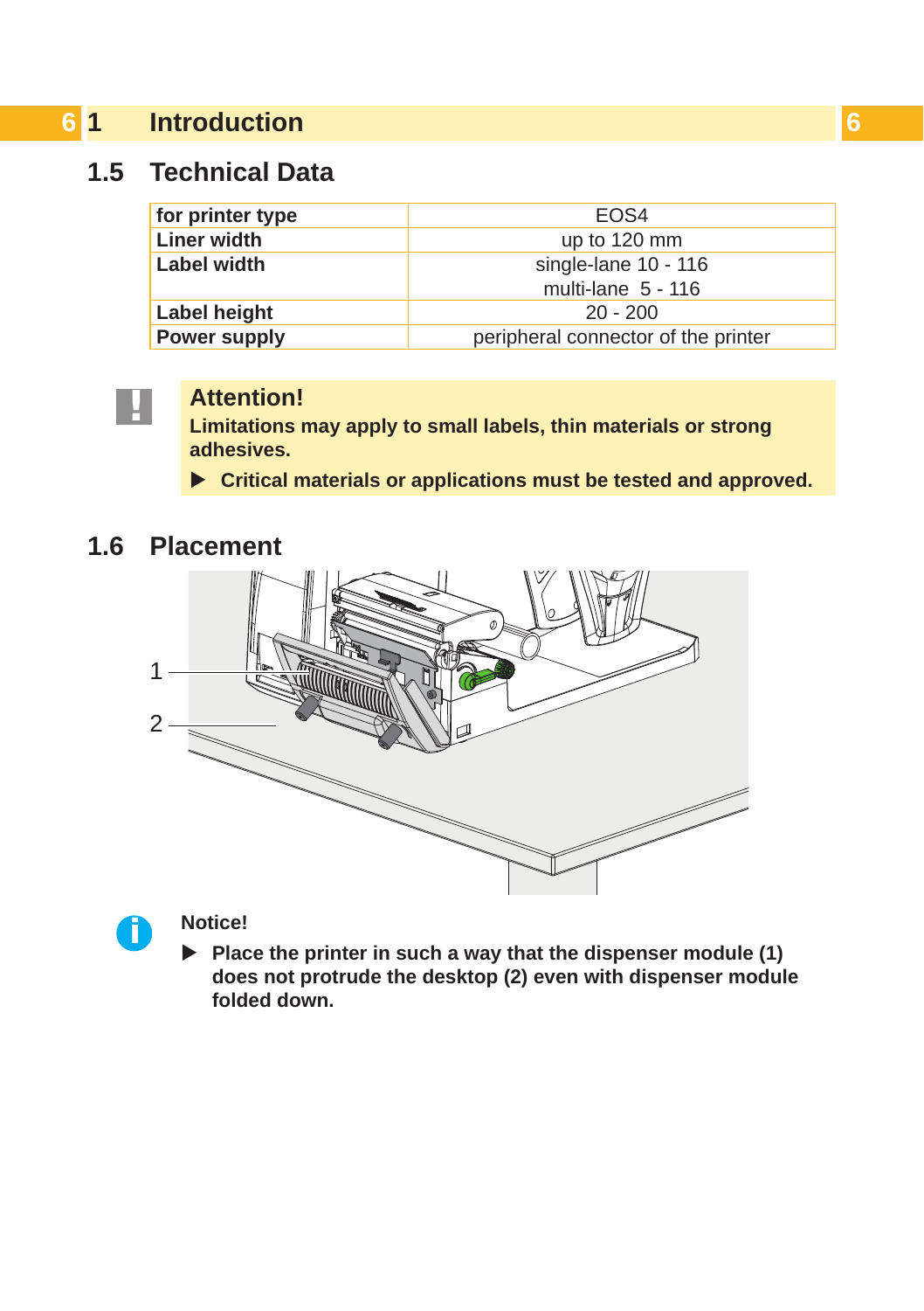# 1 Introduction

## 1.5 Technical Data

| for printer type | EOS4 |
|---|---|
| Liner width | up to 120 mm |
| Label width | single-lane 10 - 116<br>multi-lane 5 - 116 |
| Label height | 20 - 200 |
| Power supply | peripheral connector of the printer |

**Attention!**

**Limitations may apply to small labels, thin materials or strong adhesives.**

- **Critical materials or applications must be tested and approved.**

## 1.6 Placement

1

2

**Notice!**

- **Place the printer in such a way that the dispenser module (1) does not protrude the desktop (2) even with dispenser module folded down.**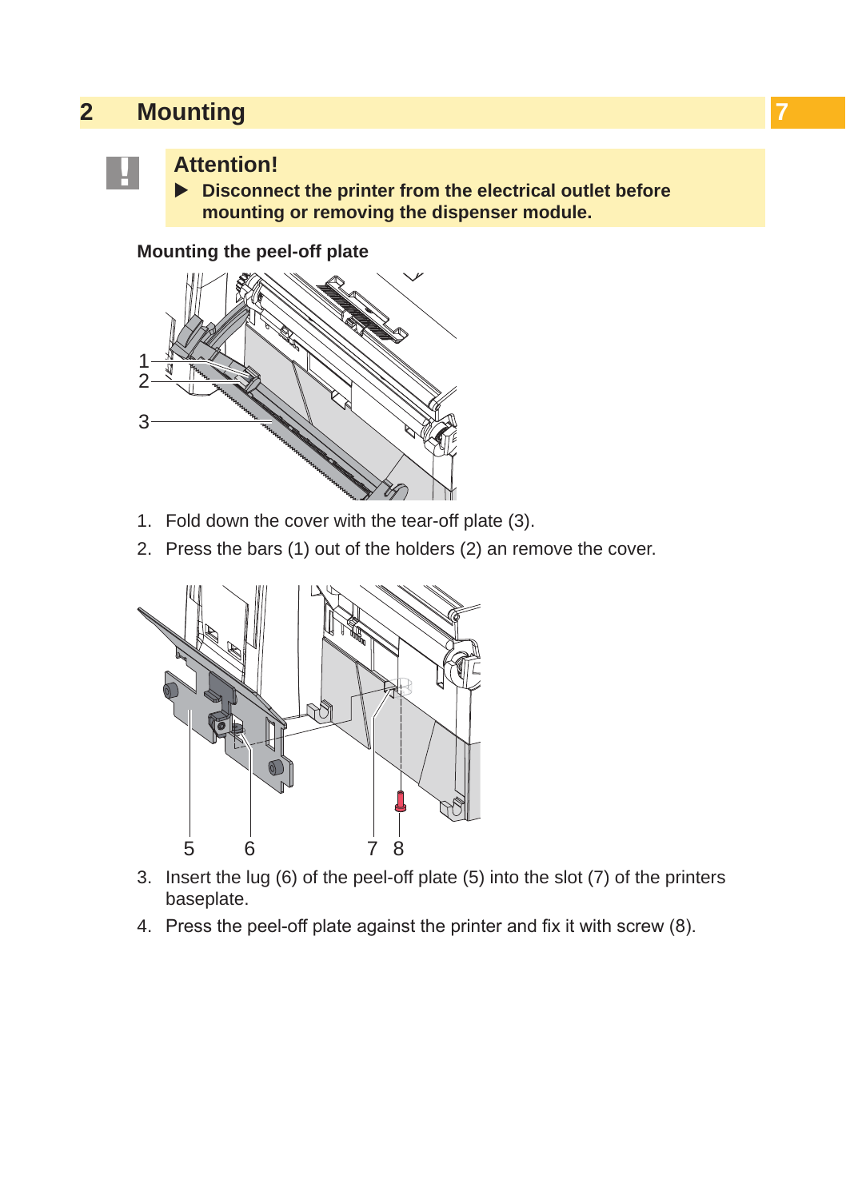# 2 Mounting

> **Attention!**
>
> ▶ **Disconnect the printer from the electrical outlet before mounting or removing the dispenser module.**

**Mounting the peel-off plate**

1. Fold down the cover with the tear-off plate (3).
2. Press the bars (1) out of the holders (2) an remove the cover.

3. Insert the lug (6) of the peel-off plate (5) into the slot (7) of the printers baseplate.
4. Press the peel-off plate against the printer and fix it with screw (8).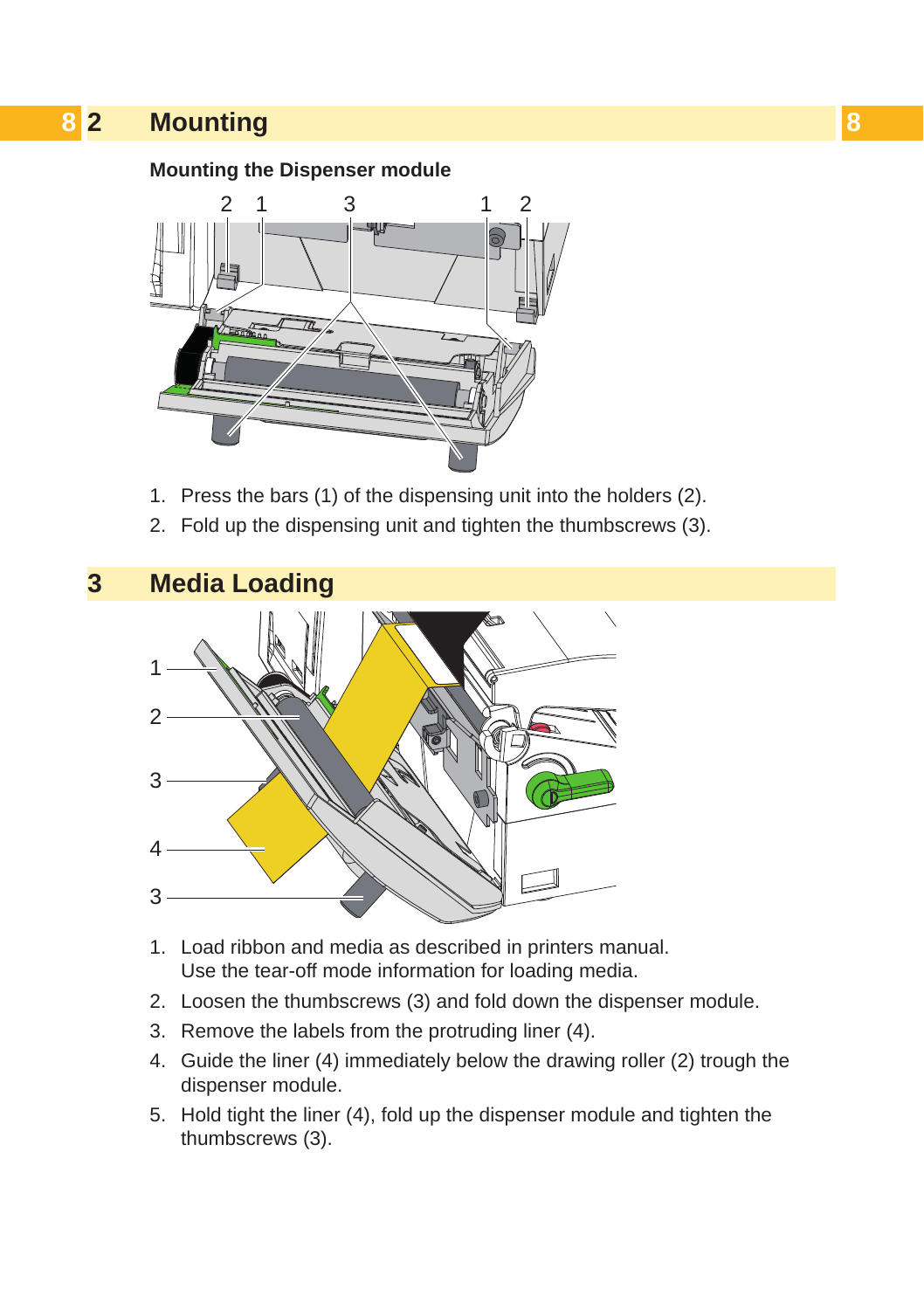# 2 Mounting

### Mounting the Dispenser module

1. Press the bars (1) of the dispensing unit into the holders (2).
2. Fold up the dispensing unit and tighten the thumbscrews (3).

# 3 Media Loading

1. Load ribbon and media as described in printers manual.
   Use the tear-off mode information for loading media.
2. Loosen the thumbscrews (3) and fold down the dispenser module.
3. Remove the labels from the protruding liner (4).
4. Guide the liner (4) immediately below the drawing roller (2) trough the dispenser module.
5. Hold tight the liner (4), fold up the dispenser module and tighten the thumbscrews (3).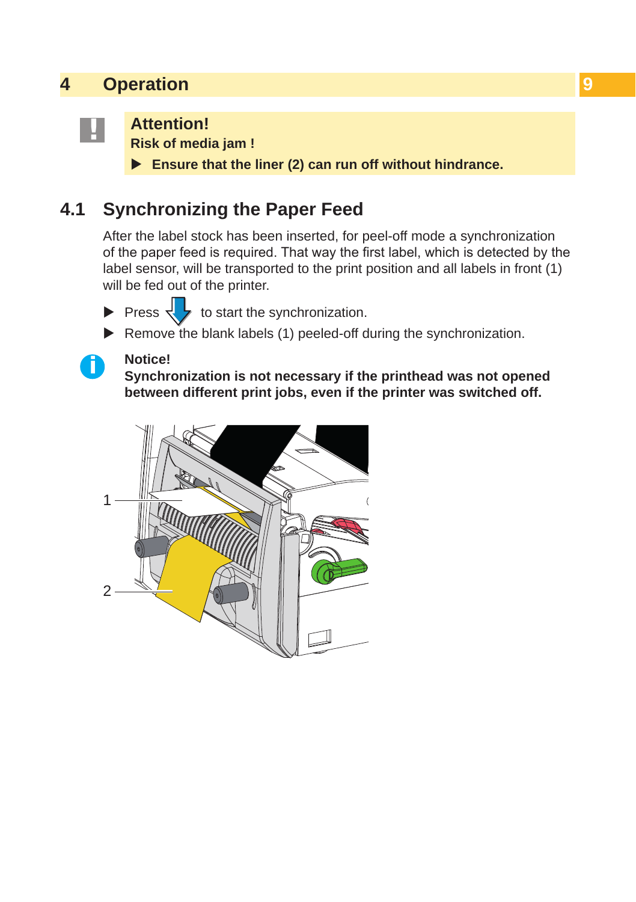# 4 Operation

> **Attention!**
> **Risk of media jam !**
> - **Ensure that the liner (2) can run off without hindrance.**

## 4.1 Synchronizing the Paper Feed

After the label stock has been inserted, for peel-off mode a synchronization of the paper feed is required. That way the first label, which is detected by the label sensor, will be transported to the print position and all labels in front (1) will be fed out of the printer.

- Press ⇩ to start the synchronization.
- Remove the blank labels (1) peeled-off during the synchronization.

> **Notice!**
> **Synchronization is not necessary if the printhead was not opened between different print jobs, even if the printer was switched off.**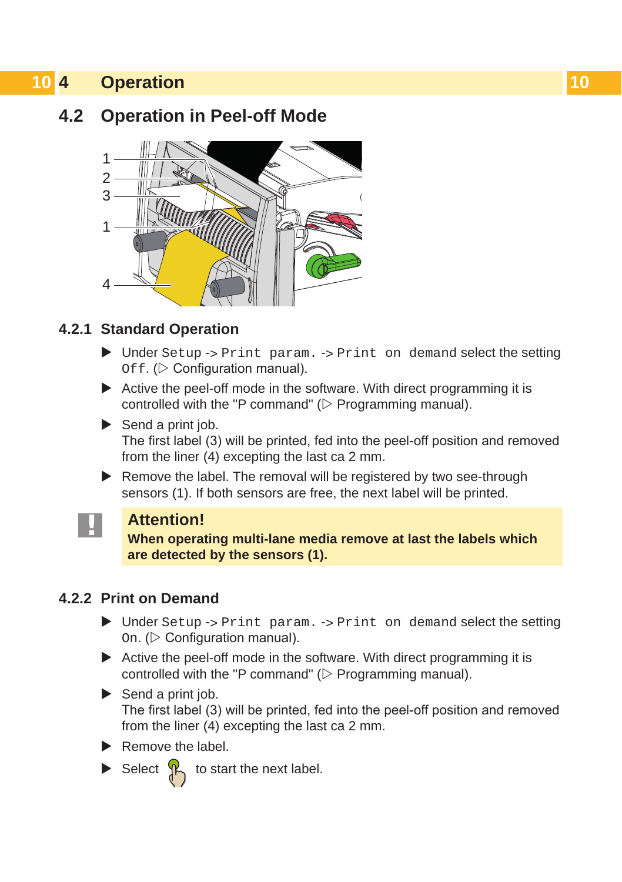# 4 Operation

## 4.2 Operation in Peel-off Mode

### 4.2.1 Standard Operation

- Under `Setup` -> `Print param.` -> `Print on demand` select the setting `Off`. (▷ Configuration manual).
- Active the peel-off mode in the software. With direct programming it is controlled with the "P command" (▷ Programming manual).
- Send a print job.
  The first label (3) will be printed, fed into the peel-off position and removed from the liner (4) excepting the last ca 2 mm.
- Remove the label. The removal will be registered by two see-through sensors (1). If both sensors are free, the next label will be printed.

> **Attention!**
> **When operating multi-lane media remove at last the labels which are detected by the sensors (1).**

### 4.2.2 Print on Demand

- Under `Setup` -> `Print param.` -> `Print on demand` select the setting `On`. (▷ Configuration manual).
- Active the peel-off mode in the software. With direct programming it is controlled with the "P command" (▷ Programming manual).
- Send a print job.
  The first label (3) will be printed, fed into the peel-off position and removed from the liner (4) excepting the last ca 2 mm.
- Remove the label.
- Select [button] to start the next label.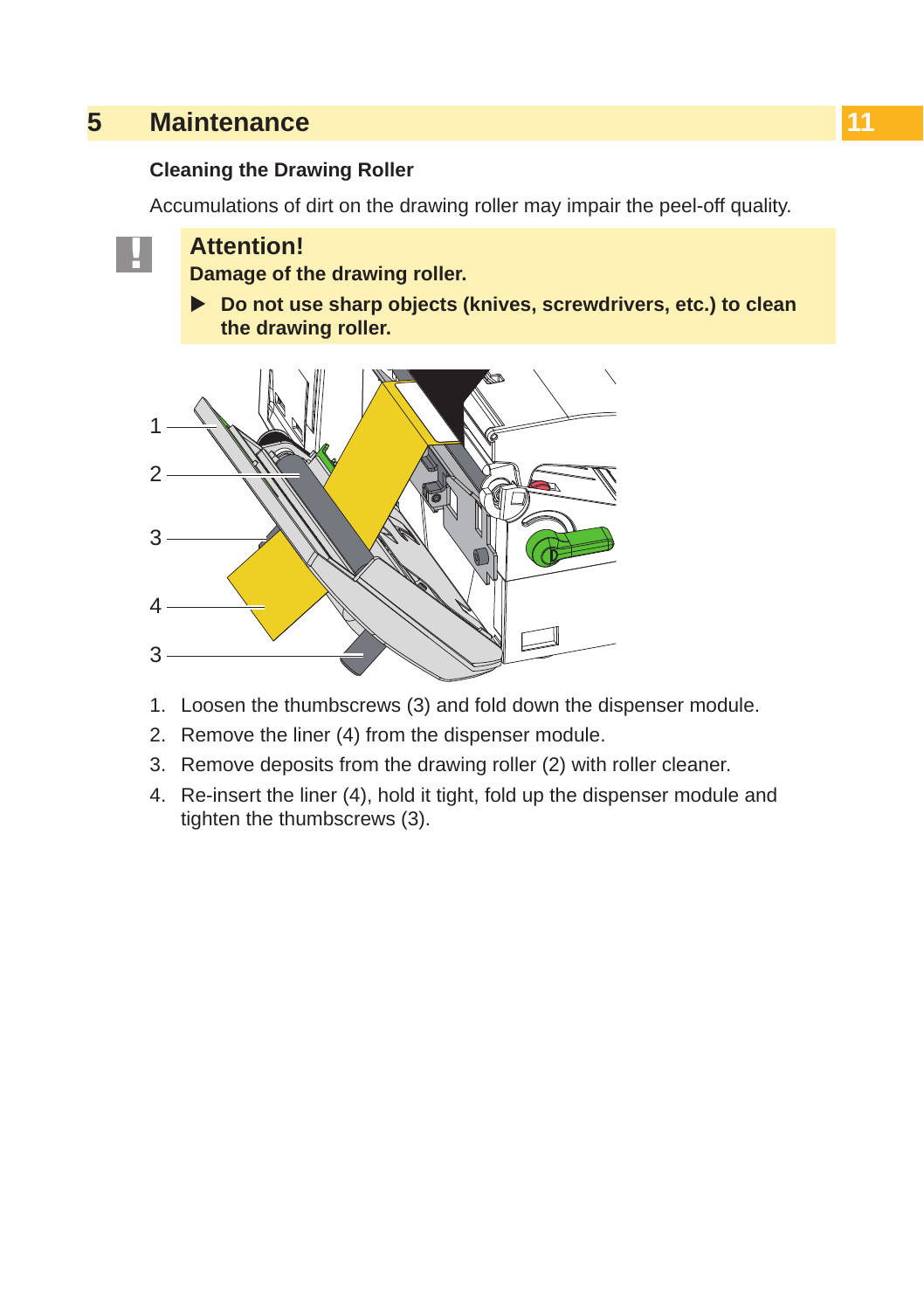# 5 Maintenance

### Cleaning the Drawing Roller

Accumulations of dirt on the drawing roller may impair the peel-off quality.

> **Attention!**
>
> **Damage of the drawing roller.**
>
> ▶ **Do not use sharp objects (knives, screwdrivers, etc.) to clean the drawing roller.**

1. Loosen the thumbscrews (3) and fold down the dispenser module.
2. Remove the liner (4) from the dispenser module.
3. Remove deposits from the drawing roller (2) with roller cleaner.
4. Re-insert the liner (4), hold it tight, fold up the dispenser module and tighten the thumbscrews (3).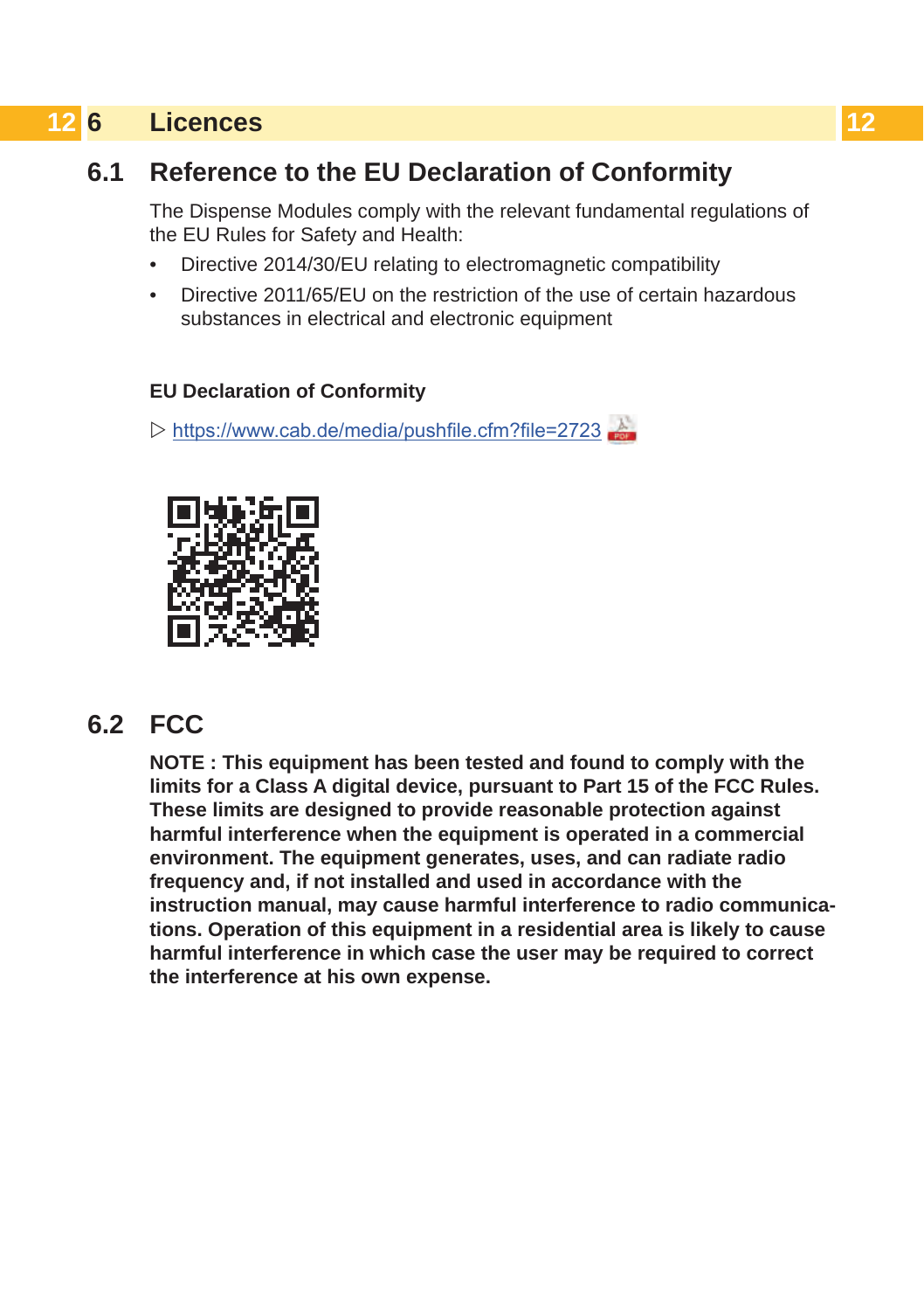# 6 Licences

## 6.1 Reference to the EU Declaration of Conformity

The Dispense Modules comply with the relevant fundamental regulations of the EU Rules for Safety and Health:

- Directive 2014/30/EU relating to electromagnetic compatibility
- Directive 2011/65/EU on the restriction of the use of certain hazardous substances in electrical and electronic equipment

### EU Declaration of Conformity

▷ https://www.cab.de/media/pushfile.cfm?file=2723

## 6.2 FCC

**NOTE : This equipment has been tested and found to comply with the limits for a Class A digital device, pursuant to Part 15 of the FCC Rules. These limits are designed to provide reasonable protection against harmful interference when the equipment is operated in a commercial environment. The equipment generates, uses, and can radiate radio frequency and, if not installed and used in accordance with the instruction manual, may cause harmful interference to radio communications. Operation of this equipment in a residential area is likely to cause harmful interference in which case the user may be required to correct the interference at his own expense.**